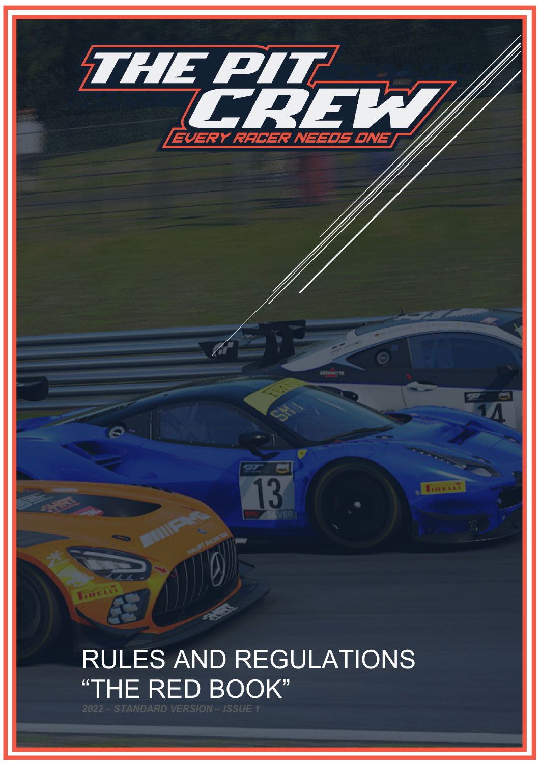# THE PIT CREW

EVERY RACER NEEDS ONE

# RULES AND REGULATIONS
# "THE RED BOOK"

*2022 – STANDARD VERSION – ISSUE 1*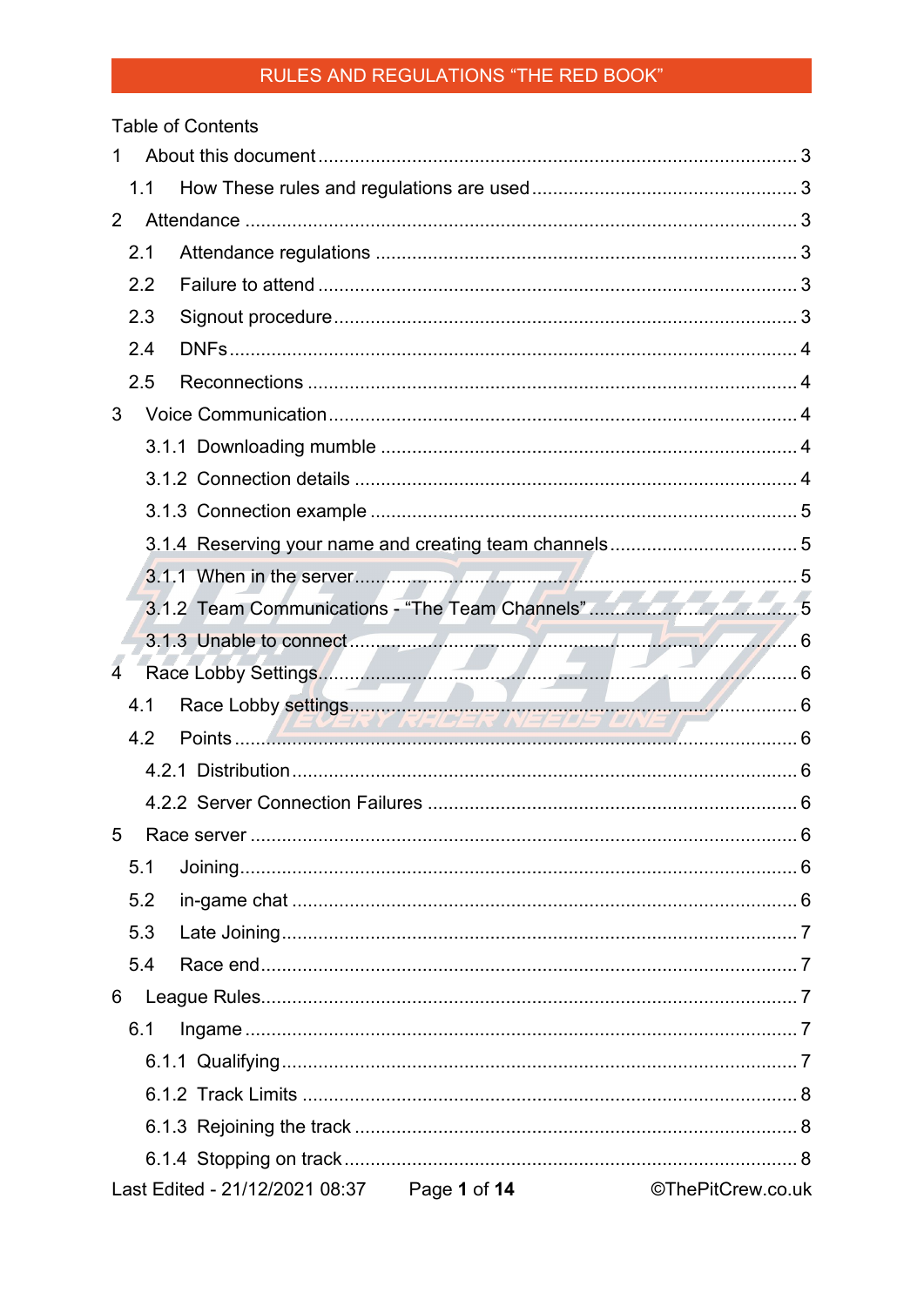Table of Contents

1 About this document .......... 3

 1.1 How These rules and regulations are used .......... 3

2 Attendance .......... 3

 2.1 Attendance regulations .......... 3

 2.2 Failure to attend .......... 3

 2.3 Signout procedure .......... 3

 2.4 DNFs .......... 4

 2.5 Reconnections .......... 4

3 Voice Communication .......... 4

  3.1.1 Downloading mumble .......... 4

  3.1.2 Connection details .......... 4

  3.1.3 Connection example .......... 5

  3.1.4 Reserving your name and creating team channels .......... 5

  3.1.1 When in the server .......... 5

  3.1.2 Team Communications - “The Team Channels” .......... 5

  3.1.3 Unable to connect .......... 6

4 Race Lobby Settings .......... 6

 4.1 Race Lobby settings .......... 6

 4.2 Points .......... 6

  4.2.1 Distribution .......... 6

  4.2.2 Server Connection Failures .......... 6

5 Race server .......... 6

 5.1 Joining .......... 6

 5.2 in-game chat .......... 6

 5.3 Late Joining .......... 7

 5.4 Race end .......... 7

6 League Rules .......... 7

 6.1 Ingame .......... 7

  6.1.1 Qualifying .......... 7

  6.1.2 Track Limits .......... 8

  6.1.3 Rejoining the track .......... 8

  6.1.4 Stopping on track .......... 8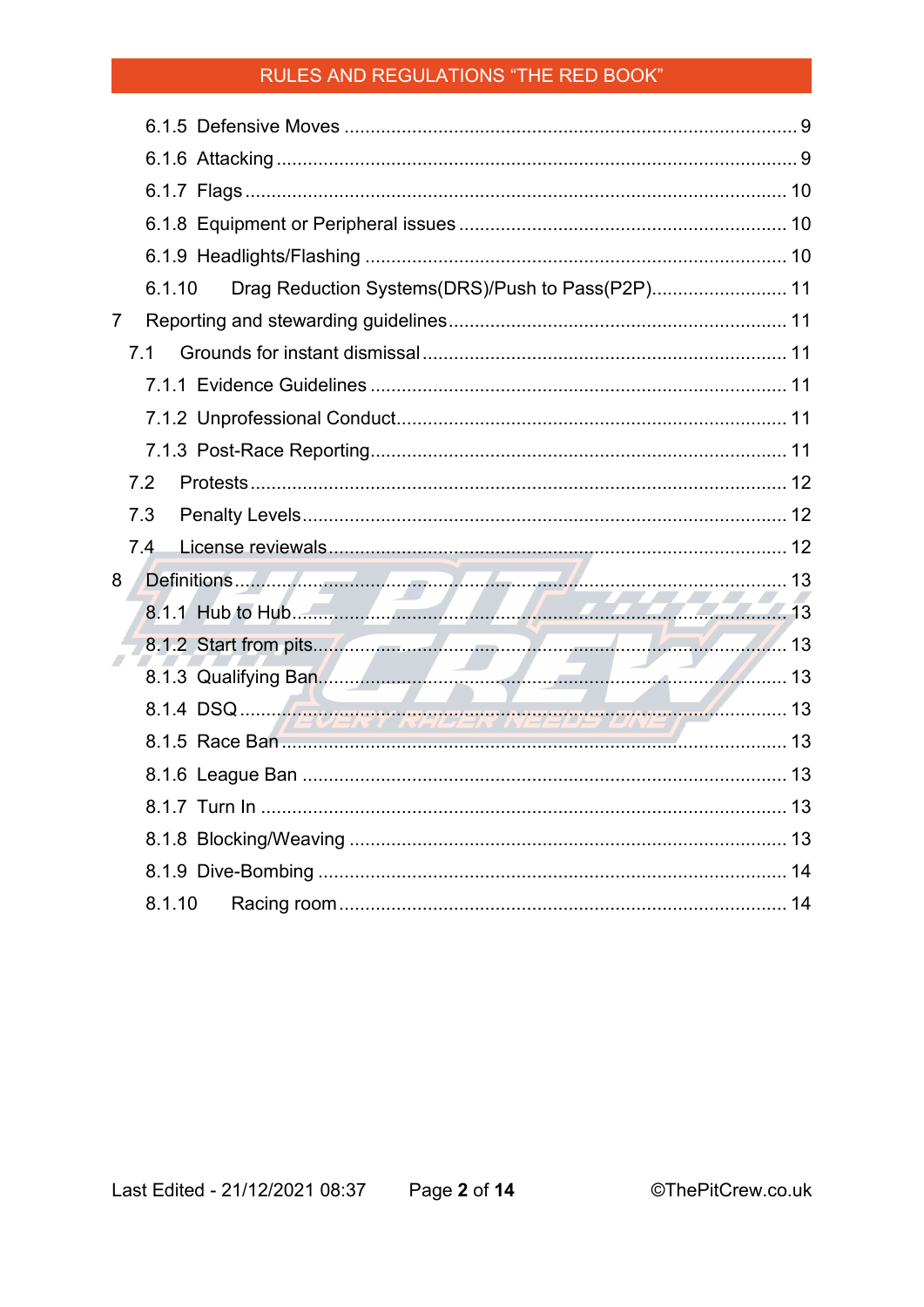6.1.5 Defensive Moves ........................................................................................ 9
6.1.6 Attacking ..................................................................................................... 9
6.1.7 Flags .......................................................................................................... 10
6.1.8 Equipment or Peripheral issues ............................................................... 10
6.1.9 Headlights/Flashing ................................................................................. 10
6.1.10 Drag Reduction Systems(DRS)/Push to Pass(P2P)................................ 11

7 Reporting and stewarding guidelines ........................................................... 11

7.1 Grounds for instant dismissal ................................................................... 11

7.1.1 Evidence Guidelines ................................................................................. 11
7.1.2 Unprofessional Conduct ............................................................................ 11
7.1.3 Post-Race Reporting ................................................................................. 11

7.2 Protests ......................................................................................................... 12

7.3 Penalty Levels .............................................................................................. 12

7.4 License reviewals ........................................................................................ 12

8 Definitions ........................................................................................................ 13

8.1.1 Hub to Hub ................................................................................................ 13
8.1.2 Start from pits ............................................................................................ 13
8.1.3 Qualifying Ban ........................................................................................... 13
8.1.4 DSQ .......................................................................................................... 13
8.1.5 Race Ban .................................................................................................. 13
8.1.6 League Ban ............................................................................................... 13
8.1.7 Turn In ....................................................................................................... 13
8.1.8 Blocking/Weaving ..................................................................................... 13
8.1.9 Dive-Bombing ........................................................................................... 14
8.1.10 Racing room ............................................................................................ 14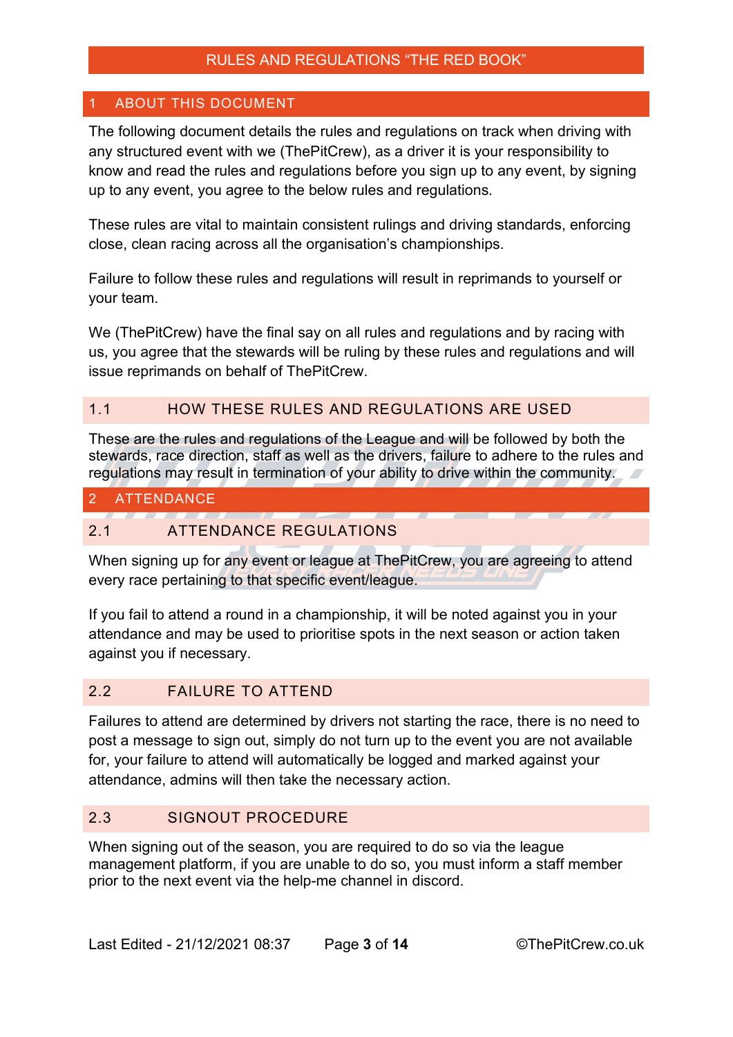# RULES AND REGULATIONS “THE RED BOOK”

## 1 ABOUT THIS DOCUMENT

The following document details the rules and regulations on track when driving with any structured event with we (ThePitCrew), as a driver it is your responsibility to know and read the rules and regulations before you sign up to any event, by signing up to any event, you agree to the below rules and regulations.

These rules are vital to maintain consistent rulings and driving standards, enforcing close, clean racing across all the organisation’s championships.

Failure to follow these rules and regulations will result in reprimands to yourself or your team.

We (ThePitCrew) have the final say on all rules and regulations and by racing with us, you agree that the stewards will be ruling by these rules and regulations and will issue reprimands on behalf of ThePitCrew.

### 1.1 HOW THESE RULES AND REGULATIONS ARE USED

These are the rules and regulations of the League and will be followed by both the stewards, race direction, staff as well as the drivers, failure to adhere to the rules and regulations may result in termination of your ability to drive within the community.

## 2 ATTENDANCE

### 2.1 ATTENDANCE REGULATIONS

When signing up for any event or league at ThePitCrew, you are agreeing to attend every race pertaining to that specific event/league.

If you fail to attend a round in a championship, it will be noted against you in your attendance and may be used to prioritise spots in the next season or action taken against you if necessary.

### 2.2 FAILURE TO ATTEND

Failures to attend are determined by drivers not starting the race, there is no need to post a message to sign out, simply do not turn up to the event you are not available for, your failure to attend will automatically be logged and marked against your attendance, admins will then take the necessary action.

### 2.3 SIGNOUT PROCEDURE

When signing out of the season, you are required to do so via the league management platform, if you are unable to do so, you must inform a staff member prior to the next event via the help-me channel in discord.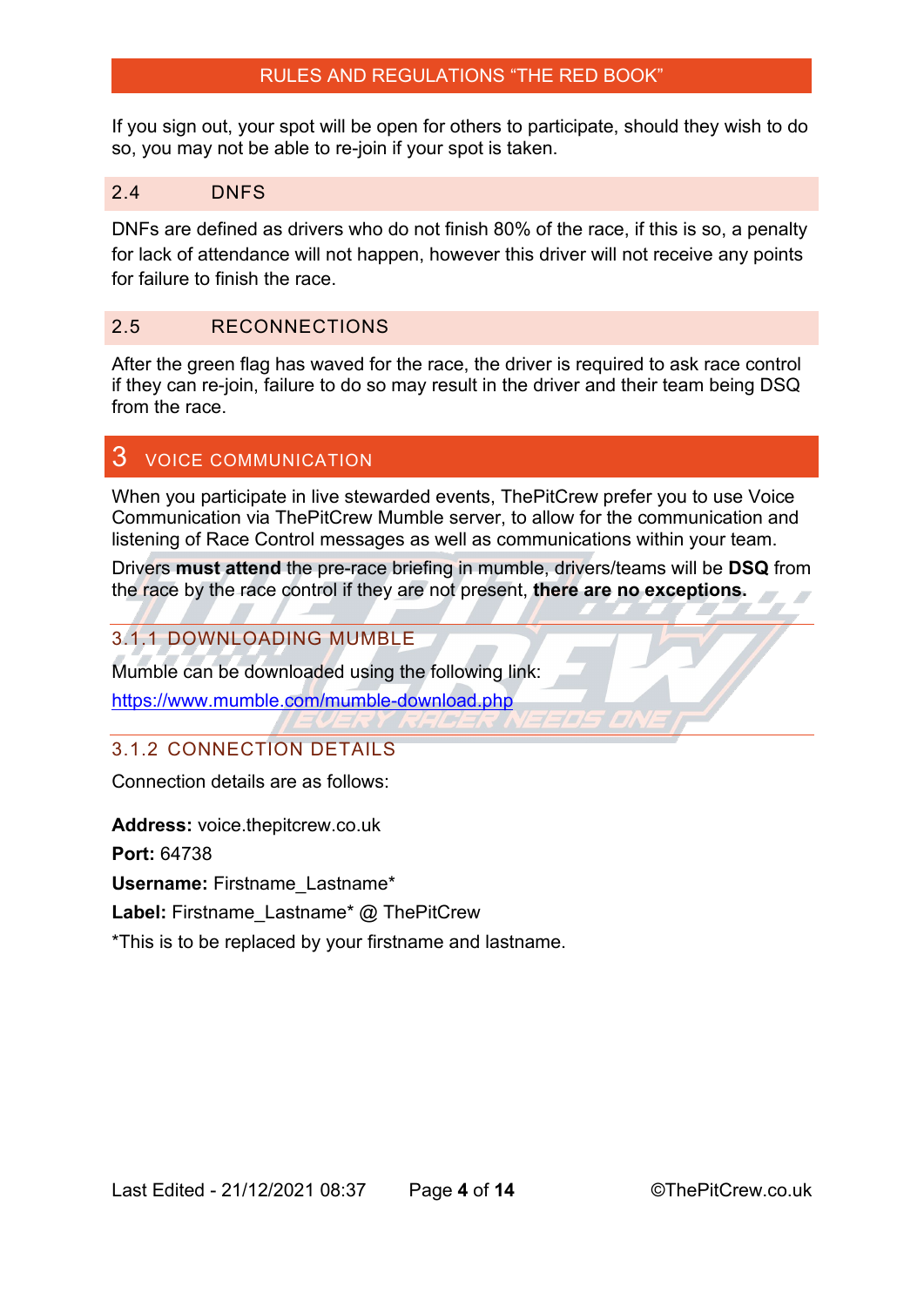If you sign out, your spot will be open for others to participate, should they wish to do so, you may not be able to re-join if your spot is taken.

### 2.4 DNFS

DNFs are defined as drivers who do not finish 80% of the race, if this is so, a penalty for lack of attendance will not happen, however this driver will not receive any points for failure to finish the race.

### 2.5 RECONNECTIONS

After the green flag has waved for the race, the driver is required to ask race control if they can re-join, failure to do so may result in the driver and their team being DSQ from the race.

# 3 VOICE COMMUNICATION

When you participate in live stewarded events, ThePitCrew prefer you to use Voice Communication via ThePitCrew Mumble server, to allow for the communication and listening of Race Control messages as well as communications within your team.

Drivers **must attend** the pre-race briefing in mumble, drivers/teams will be **DSQ** from the race by the race control if they are not present, **there are no exceptions.**

#### 3.1.1 DOWNLOADING MUMBLE

Mumble can be downloaded using the following link:

https://www.mumble.com/mumble-download.php

#### 3.1.2 CONNECTION DETAILS

Connection details are as follows:

**Address:** voice.thepitcrew.co.uk

**Port:** 64738

**Username:** Firstname_Lastname*

**Label:** Firstname_Lastname* @ ThePitCrew

*This is to be replaced by your firstname and lastname.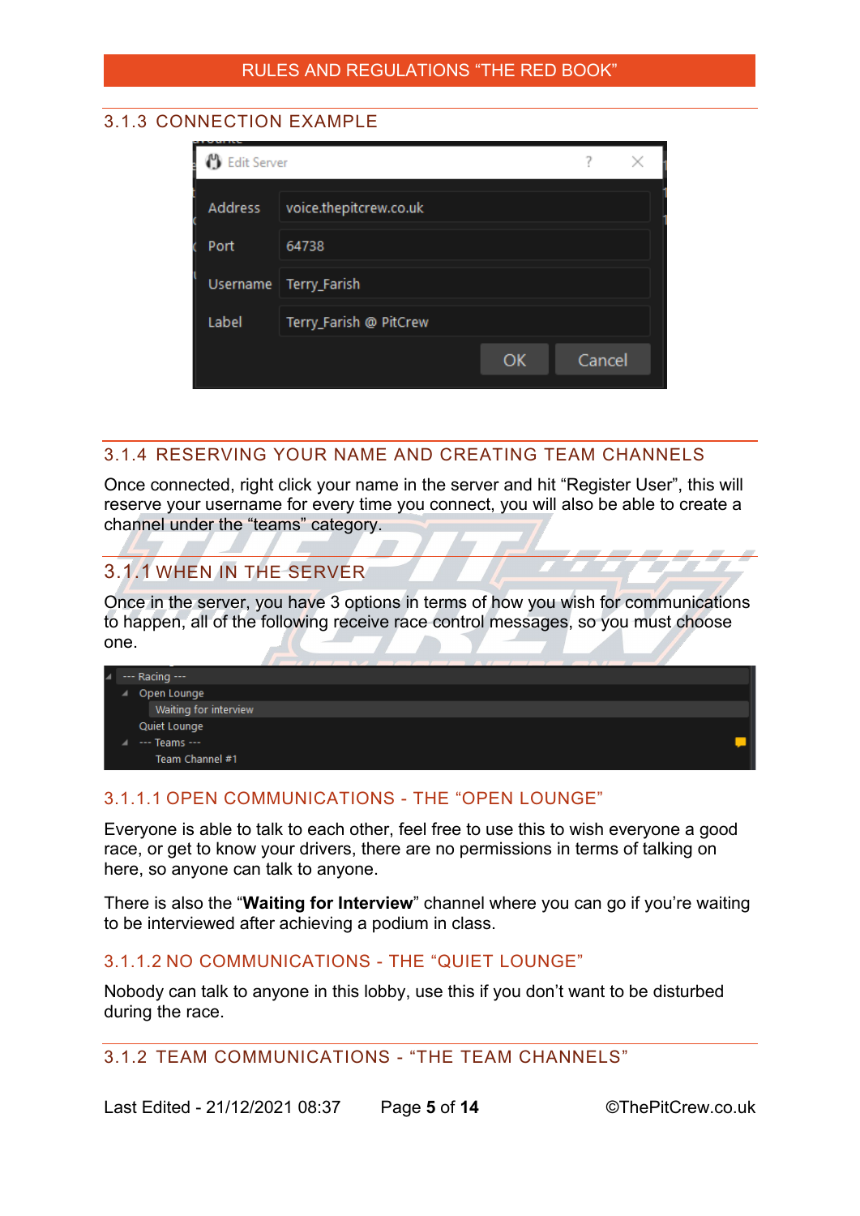### 3.1.3 CONNECTION EXAMPLE

| Edit Server | |
|---|---|
| Address | voice.thepitcrew.co.uk |
| Port | 64738 |
| Username | Terry_Farish |
| Label | Terry_Farish @ PitCrew |

### 3.1.4 RESERVING YOUR NAME AND CREATING TEAM CHANNELS

Once connected, right click your name in the server and hit "Register User", this will reserve your username for every time you connect, you will also be able to create a channel under the "teams" category.

### 3.1.1 WHEN IN THE SERVER

Once in the server, you have 3 options in terms of how you wish for communications to happen, all of the following receive race control messages, so you must choose one.

- --- Racing ---
  - Open Lounge
    - Waiting for interview
  - Quiet Lounge
  - --- Teams ---
    - Team Channel #1

#### 3.1.1.1 OPEN COMMUNICATIONS - THE "OPEN LOUNGE"

Everyone is able to talk to each other, feel free to use this to wish everyone a good race, or get to know your drivers, there are no permissions in terms of talking on here, so anyone can talk to anyone.

There is also the "**Waiting for Interview**" channel where you can go if you're waiting to be interviewed after achieving a podium in class.

#### 3.1.1.2 NO COMMUNICATIONS - THE "QUIET LOUNGE"

Nobody can talk to anyone in this lobby, use this if you don't want to be disturbed during the race.

### 3.1.2 TEAM COMMUNICATIONS - "THE TEAM CHANNELS"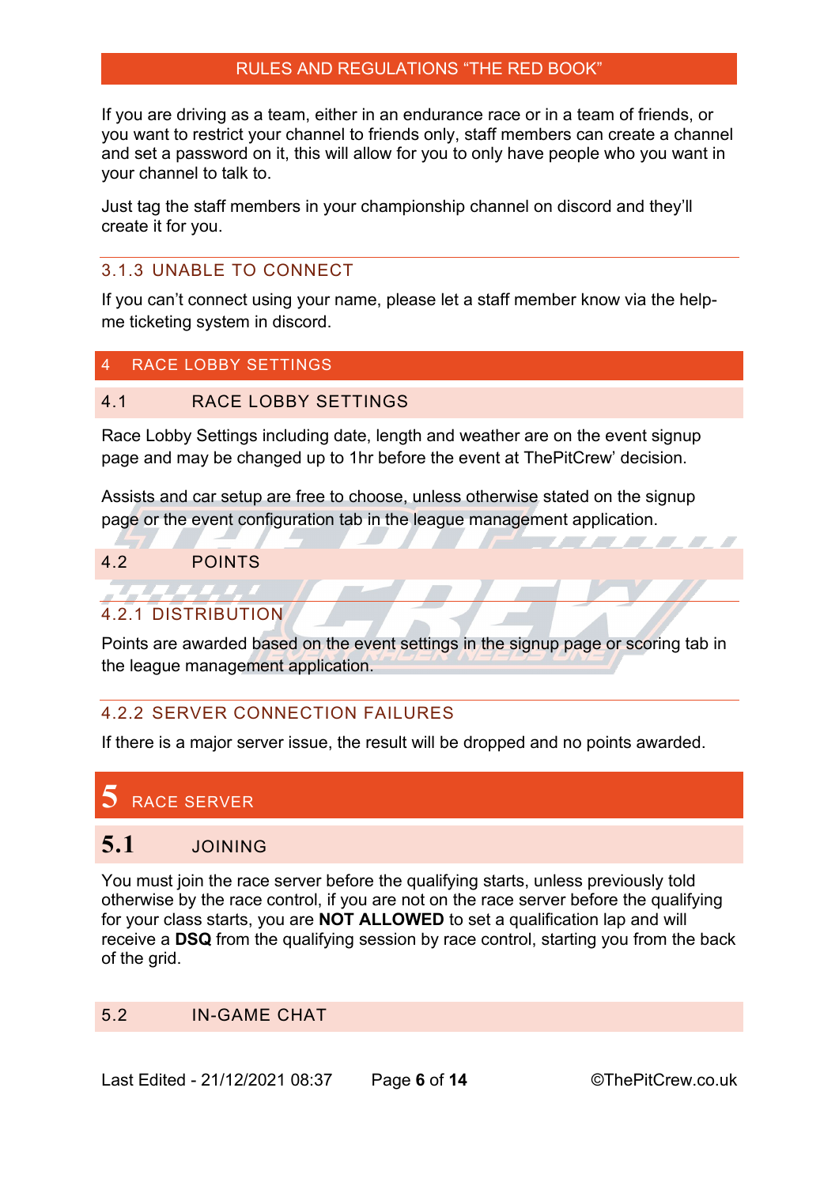If you are driving as a team, either in an endurance race or in a team of friends, or you want to restrict your channel to friends only, staff members can create a channel and set a password on it, this will allow for you to only have people who you want in your channel to talk to.

Just tag the staff members in your championship channel on discord and they'll create it for you.

#### 3.1.3 UNABLE TO CONNECT

If you can't connect using your name, please let a staff member know via the help-me ticketing system in discord.

# 4 RACE LOBBY SETTINGS

## 4.1 RACE LOBBY SETTINGS

Race Lobby Settings including date, length and weather are on the event signup page and may be changed up to 1hr before the event at ThePitCrew' decision.

Assists and car setup are free to choose, unless otherwise stated on the signup page or the event configuration tab in the league management application.

## 4.2 POINTS

### 4.2.1 DISTRIBUTION

Points are awarded based on the event settings in the signup page or scoring tab in the league management application.

### 4.2.2 SERVER CONNECTION FAILURES

If there is a major server issue, the result will be dropped and no points awarded.

# 5 RACE SERVER

## 5.1 JOINING

You must join the race server before the qualifying starts, unless previously told otherwise by the race control, if you are not on the race server before the qualifying for your class starts, you are **NOT ALLOWED** to set a qualification lap and will receive a **DSQ** from the qualifying session by race control, starting you from the back of the grid.

## 5.2 IN-GAME CHAT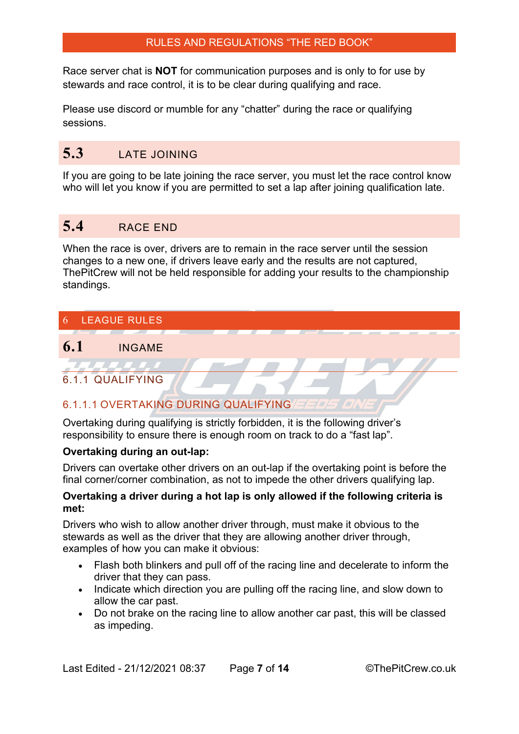Race server chat is **NOT** for communication purposes and is only to for use by stewards and race control, it is to be clear during qualifying and race.

Please use discord or mumble for any "chatter" during the race or qualifying sessions.

## 5.3 LATE JOINING

If you are going to be late joining the race server, you must let the race control know who will let you know if you are permitted to set a lap after joining qualification late.

## 5.4 RACE END

When the race is over, drivers are to remain in the race server until the session changes to a new one, if drivers leave early and the results are not captured, ThePitCrew will not be held responsible for adding your results to the championship standings.

# 6 LEAGUE RULES

## 6.1 INGAME

### 6.1.1 QUALIFYING

#### 6.1.1.1 OVERTAKING DURING QUALIFYING

Overtaking during qualifying is strictly forbidden, it is the following driver's responsibility to ensure there is enough room on track to do a "fast lap".

**Overtaking during an out-lap:**

Drivers can overtake other drivers on an out-lap if the overtaking point is before the final corner/corner combination, as not to impede the other drivers qualifying lap.

**Overtaking a driver during a hot lap is only allowed if the following criteria is met:**

Drivers who wish to allow another driver through, must make it obvious to the stewards as well as the driver that they are allowing another driver through, examples of how you can make it obvious:

- Flash both blinkers and pull off of the racing line and decelerate to inform the driver that they can pass.
- Indicate which direction you are pulling off the racing line, and slow down to allow the car past.
- Do not brake on the racing line to allow another car past, this will be classed as impeding.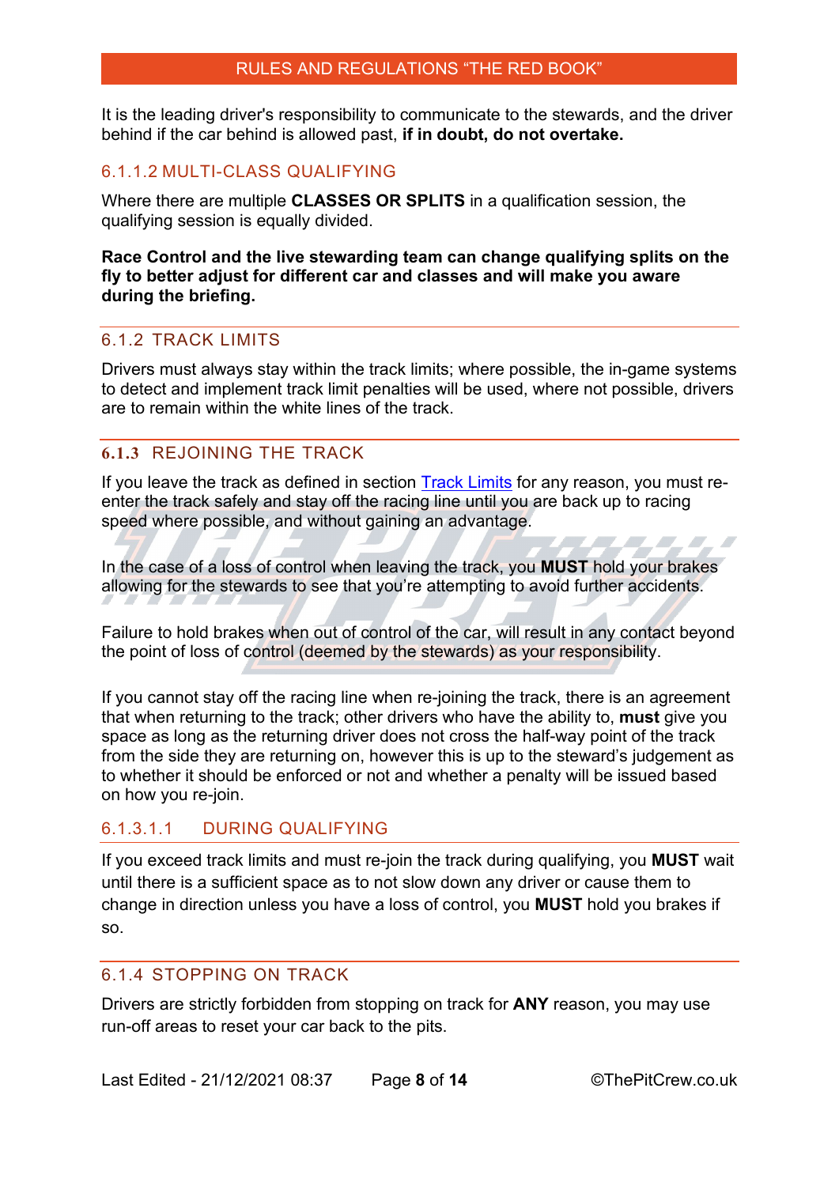It is the leading driver's responsibility to communicate to the stewards, and the driver behind if the car behind is allowed past, **if in doubt, do not overtake.**

#### 6.1.1.2 MULTI-CLASS QUALIFYING

Where there are multiple **CLASSES OR SPLITS** in a qualification session, the qualifying session is equally divided.

**Race Control and the live stewarding team can change qualifying splits on the fly to better adjust for different car and classes and will make you aware during the briefing.**

### 6.1.2 TRACK LIMITS

Drivers must always stay within the track limits; where possible, the in-game systems to detect and implement track limit penalties will be used, where not possible, drivers are to remain within the white lines of the track.

### 6.1.3 REJOINING THE TRACK

If you leave the track as defined in section [Track Limits] for any reason, you must re-enter the track safely and stay off the racing line until you are back up to racing speed where possible, and without gaining an advantage.

In the case of a loss of control when leaving the track, you **MUST** hold your brakes allowing for the stewards to see that you're attempting to avoid further accidents.

Failure to hold brakes when out of control of the car, will result in any contact beyond the point of loss of control (deemed by the stewards) as your responsibility.

If you cannot stay off the racing line when re-joining the track, there is an agreement that when returning to the track; other drivers who have the ability to, **must** give you space as long as the returning driver does not cross the half-way point of the track from the side they are returning on, however this is up to the steward's judgement as to whether it should be enforced or not and whether a penalty will be issued based on how you re-join.

#### 6.1.3.1.1 DURING QUALIFYING

If you exceed track limits and must re-join the track during qualifying, you **MUST** wait until there is a sufficient space as to not slow down any driver or cause them to change in direction unless you have a loss of control, you **MUST** hold you brakes if so.

### 6.1.4 STOPPING ON TRACK

Drivers are strictly forbidden from stopping on track for **ANY** reason, you may use run-off areas to reset your car back to the pits.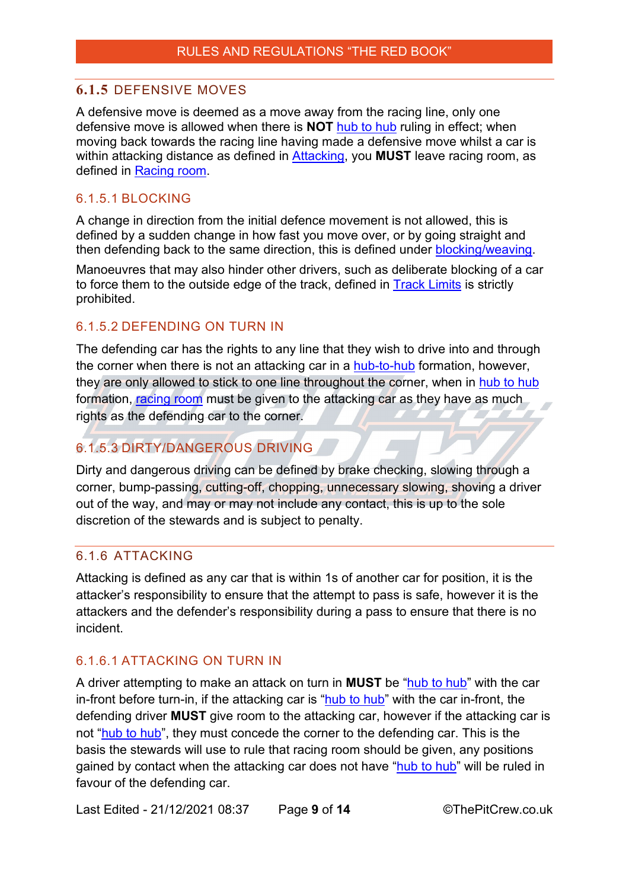## 6.1.5 DEFENSIVE MOVES

A defensive move is deemed as a move away from the racing line, only one defensive move is allowed when there is **NOT** hub to hub ruling in effect; when moving back towards the racing line having made a defensive move whilst a car is within attacking distance as defined in Attacking, you **MUST** leave racing room, as defined in Racing room.

### 6.1.5.1 BLOCKING

A change in direction from the initial defence movement is not allowed, this is defined by a sudden change in how fast you move over, or by going straight and then defending back to the same direction, this is defined under blocking/weaving.

Manoeuvres that may also hinder other drivers, such as deliberate blocking of a car to force them to the outside edge of the track, defined in Track Limits is strictly prohibited.

### 6.1.5.2 DEFENDING ON TURN IN

The defending car has the rights to any line that they wish to drive into and through the corner when there is not an attacking car in a hub-to-hub formation, however, they are only allowed to stick to one line throughout the corner, when in hub to hub formation, racing room must be given to the attacking car as they have as much rights as the defending car to the corner.

### 6.1.5.3 DIRTY/DANGEROUS DRIVING

Dirty and dangerous driving can be defined by brake checking, slowing through a corner, bump-passing, cutting-off, chopping, unnecessary slowing, shoving a driver out of the way, and may or may not include any contact, this is up to the sole discretion of the stewards and is subject to penalty.

## 6.1.6 ATTACKING

Attacking is defined as any car that is within 1s of another car for position, it is the attacker's responsibility to ensure that the attempt to pass is safe, however it is the attackers and the defender's responsibility during a pass to ensure that there is no incident.

### 6.1.6.1 ATTACKING ON TURN IN

A driver attempting to make an attack on turn in **MUST** be "hub to hub" with the car in-front before turn-in, if the attacking car is "hub to hub" with the car in-front, the defending driver **MUST** give room to the attacking car, however if the attacking car is not "hub to hub", they must concede the corner to the defending car. This is the basis the stewards will use to rule that racing room should be given, any positions gained by contact when the attacking car does not have "hub to hub" will be ruled in favour of the defending car.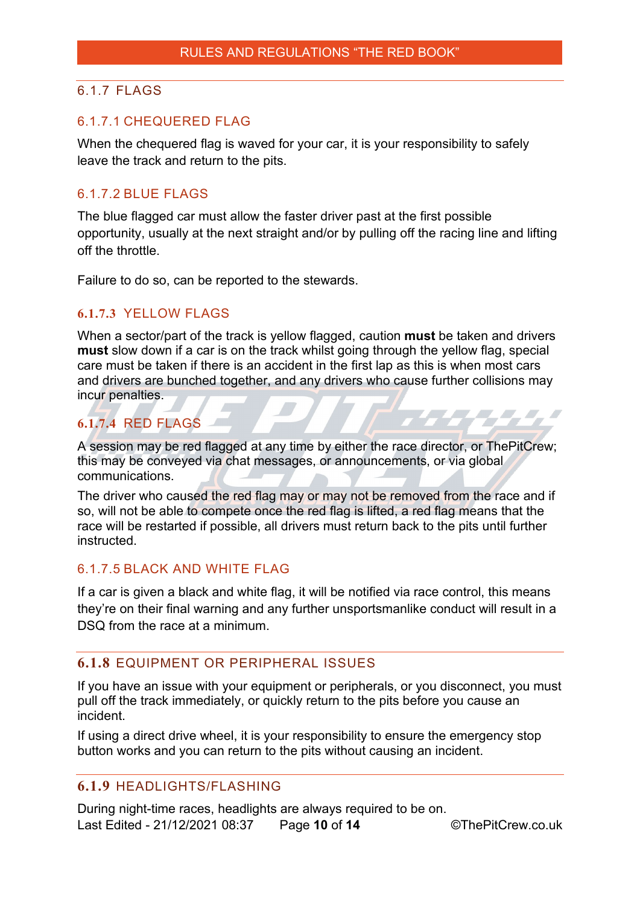## 6.1.7 FLAGS

### 6.1.7.1 CHEQUERED FLAG

When the chequered flag is waved for your car, it is your responsibility to safely leave the track and return to the pits.

### 6.1.7.2 BLUE FLAGS

The blue flagged car must allow the faster driver past at the first possible opportunity, usually at the next straight and/or by pulling off the racing line and lifting off the throttle.

Failure to do so, can be reported to the stewards.

### 6.1.7.3 YELLOW FLAGS

When a sector/part of the track is yellow flagged, caution **must** be taken and drivers **must** slow down if a car is on the track whilst going through the yellow flag, special care must be taken if there is an accident in the first lap as this is when most cars and drivers are bunched together, and any drivers who cause further collisions may incur penalties.

### 6.1.7.4 RED FLAGS

A session may be red flagged at any time by either the race director, or ThePitCrew; this may be conveyed via chat messages, or announcements, or via global communications.

The driver who caused the red flag may or may not be removed from the race and if so, will not be able to compete once the red flag is lifted, a red flag means that the race will be restarted if possible, all drivers must return back to the pits until further instructed.

### 6.1.7.5 BLACK AND WHITE FLAG

If a car is given a black and white flag, it will be notified via race control, this means they're on their final warning and any further unsportsmanlike conduct will result in a DSQ from the race at a minimum.

## 6.1.8 EQUIPMENT OR PERIPHERAL ISSUES

If you have an issue with your equipment or peripherals, or you disconnect, you must pull off the track immediately, or quickly return to the pits before you cause an incident.

If using a direct drive wheel, it is your responsibility to ensure the emergency stop button works and you can return to the pits without causing an incident.

## 6.1.9 HEADLIGHTS/FLASHING

During night-time races, headlights are always required to be on.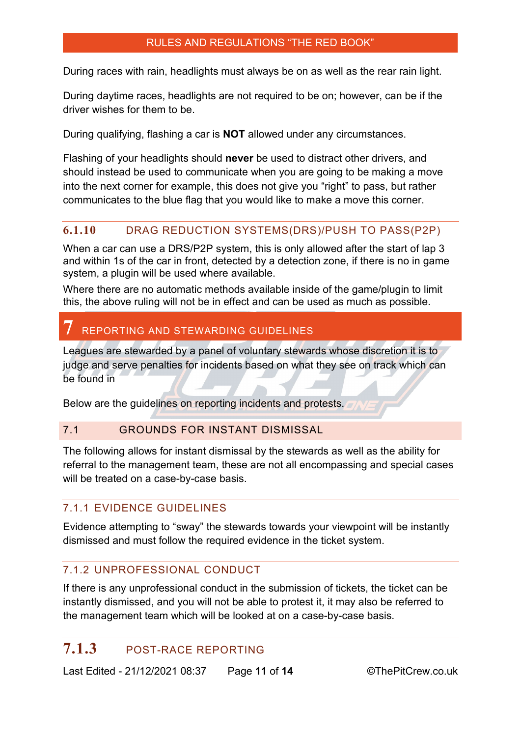During races with rain, headlights must always be on as well as the rear rain light.

During daytime races, headlights are not required to be on; however, can be if the driver wishes for them to be.

During qualifying, flashing a car is **NOT** allowed under any circumstances.

Flashing of your headlights should **never** be used to distract other drivers, and should instead be used to communicate when you are going to be making a move into the next corner for example, this does not give you “right” to pass, but rather communicates to the blue flag that you would like to make a move this corner.

#### 6.1.10 DRAG REDUCTION SYSTEMS(DRS)/PUSH TO PASS(P2P)

When a car can use a DRS/P2P system, this is only allowed after the start of lap 3 and within 1s of the car in front, detected by a detection zone, if there is no in game system, a plugin will be used where available.

Where there are no automatic methods available inside of the game/plugin to limit this, the above ruling will not be in effect and can be used as much as possible.

# 7 REPORTING AND STEWARDING GUIDELINES

Leagues are stewarded by a panel of voluntary stewards whose discretion it is to judge and serve penalties for incidents based on what they see on track which can be found in

Below are the guidelines on reporting incidents and protests.

## 7.1 GROUNDS FOR INSTANT DISMISSAL

The following allows for instant dismissal by the stewards as well as the ability for referral to the management team, these are not all encompassing and special cases will be treated on a case-by-case basis.

### 7.1.1 EVIDENCE GUIDELINES

Evidence attempting to “sway” the stewards towards your viewpoint will be instantly dismissed and must follow the required evidence in the ticket system.

### 7.1.2 UNPROFESSIONAL CONDUCT

If there is any unprofessional conduct in the submission of tickets, the ticket can be instantly dismissed, and you will not be able to protest it, it may also be referred to the management team which will be looked at on a case-by-case basis.

### 7.1.3 POST-RACE REPORTING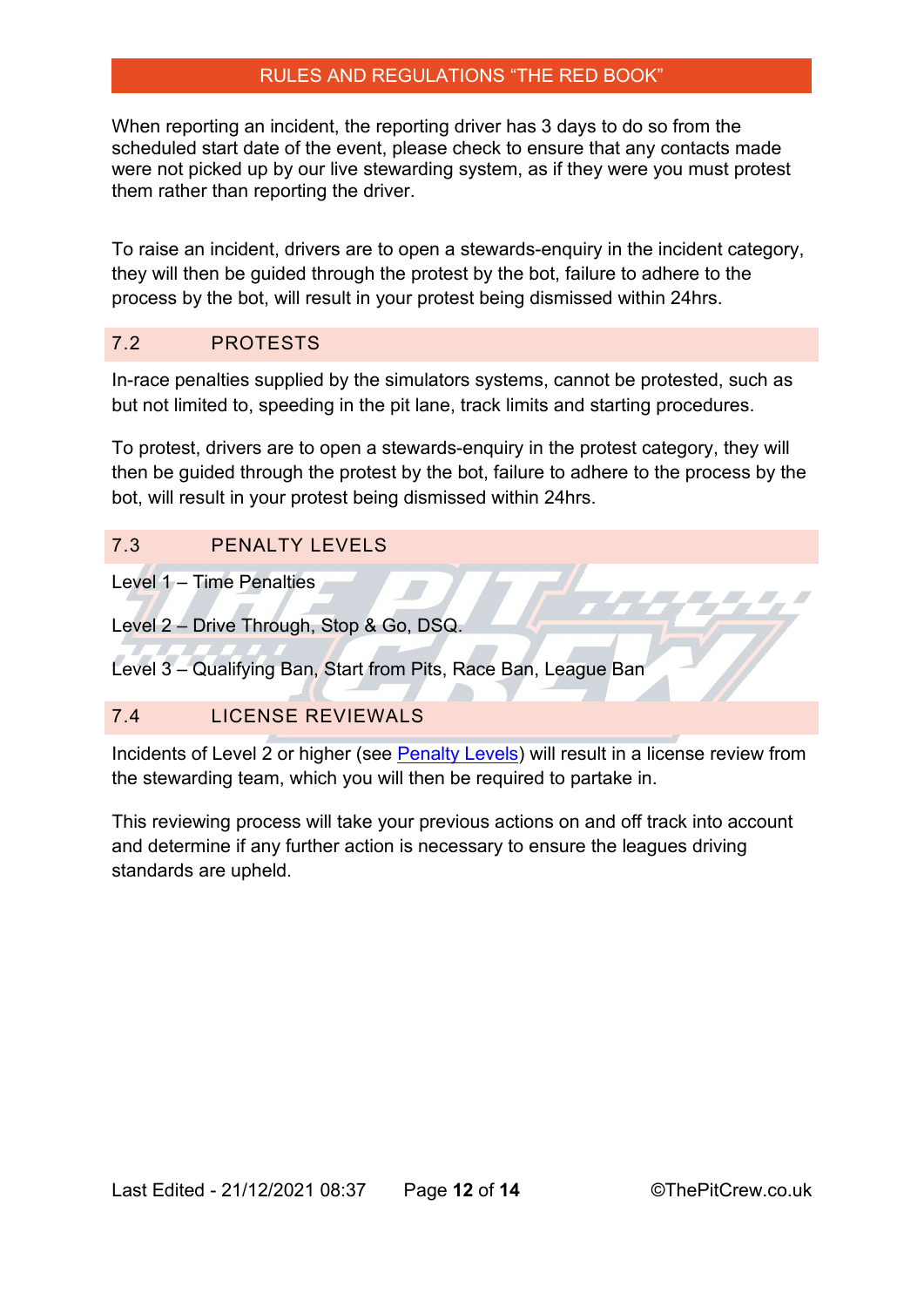When reporting an incident, the reporting driver has 3 days to do so from the scheduled start date of the event, please check to ensure that any contacts made were not picked up by our live stewarding system, as if they were you must protest them rather than reporting the driver.

To raise an incident, drivers are to open a stewards-enquiry in the incident category, they will then be guided through the protest by the bot, failure to adhere to the process by the bot, will result in your protest being dismissed within 24hrs.

## 7.2 PROTESTS

In-race penalties supplied by the simulators systems, cannot be protested, such as but not limited to, speeding in the pit lane, track limits and starting procedures.

To protest, drivers are to open a stewards-enquiry in the protest category, they will then be guided through the protest by the bot, failure to adhere to the process by the bot, will result in your protest being dismissed within 24hrs.

## 7.3 PENALTY LEVELS

Level 1 – Time Penalties

Level 2 – Drive Through, Stop & Go, DSQ.

Level 3 – Qualifying Ban, Start from Pits, Race Ban, League Ban

## 7.4 LICENSE REVIEWALS

Incidents of Level 2 or higher (see [Penalty Levels]) will result in a license review from the stewarding team, which you will then be required to partake in.

This reviewing process will take your previous actions on and off track into account and determine if any further action is necessary to ensure the leagues driving standards are upheld.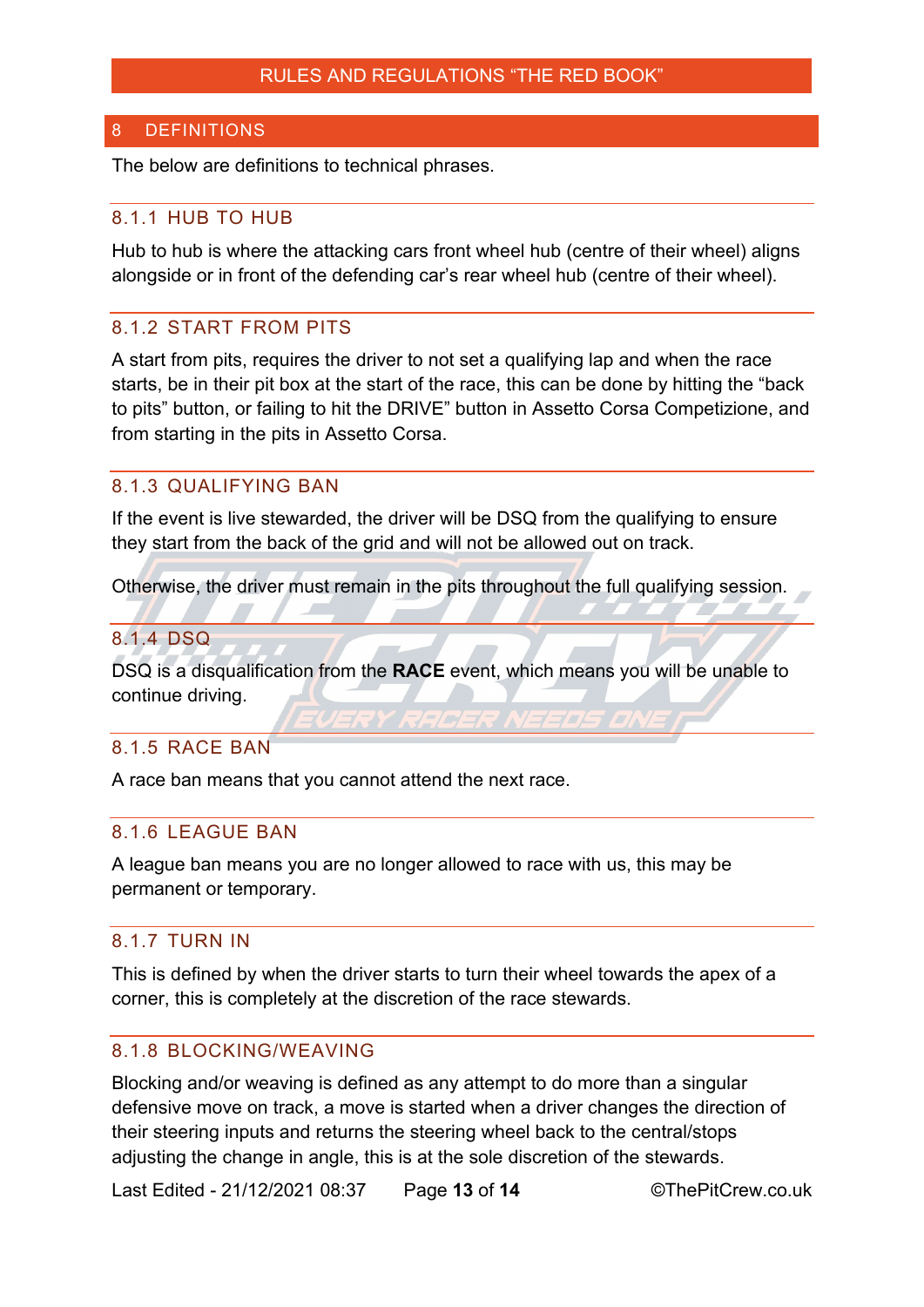## 8 DEFINITIONS

The below are definitions to technical phrases.

### 8.1.1 HUB TO HUB

Hub to hub is where the attacking cars front wheel hub (centre of their wheel) aligns alongside or in front of the defending car's rear wheel hub (centre of their wheel).

### 8.1.2 START FROM PITS

A start from pits, requires the driver to not set a qualifying lap and when the race starts, be in their pit box at the start of the race, this can be done by hitting the "back to pits" button, or failing to hit the DRIVE" button in Assetto Corsa Competizione, and from starting in the pits in Assetto Corsa.

### 8.1.3 QUALIFYING BAN

If the event is live stewarded, the driver will be DSQ from the qualifying to ensure they start from the back of the grid and will not be allowed out on track.

Otherwise, the driver must remain in the pits throughout the full qualifying session.

### 8.1.4 DSQ

DSQ is a disqualification from the **RACE** event, which means you will be unable to continue driving.

### 8.1.5 RACE BAN

A race ban means that you cannot attend the next race.

### 8.1.6 LEAGUE BAN

A league ban means you are no longer allowed to race with us, this may be permanent or temporary.

### 8.1.7 TURN IN

This is defined by when the driver starts to turn their wheel towards the apex of a corner, this is completely at the discretion of the race stewards.

### 8.1.8 BLOCKING/WEAVING

Blocking and/or weaving is defined as any attempt to do more than a singular defensive move on track, a move is started when a driver changes the direction of their steering inputs and returns the steering wheel back to the central/stops adjusting the change in angle, this is at the sole discretion of the stewards.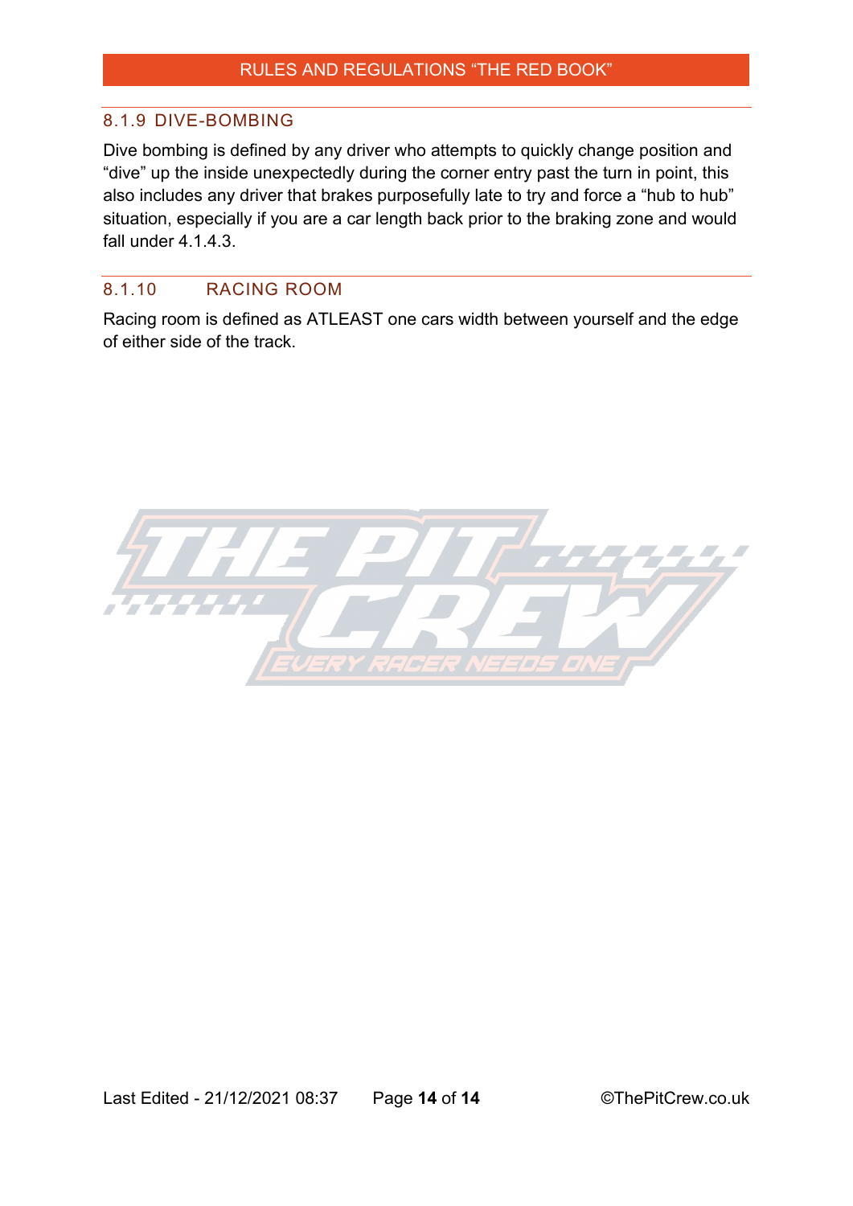### 8.1.9 DIVE-BOMBING

Dive bombing is defined by any driver who attempts to quickly change position and "dive" up the inside unexpectedly during the corner entry past the turn in point, this also includes any driver that brakes purposefully late to try and force a "hub to hub" situation, especially if you are a car length back prior to the braking zone and would fall under 4.1.4.3.

### 8.1.10 RACING ROOM

Racing room is defined as ATLEAST one cars width between yourself and the edge of either side of the track.